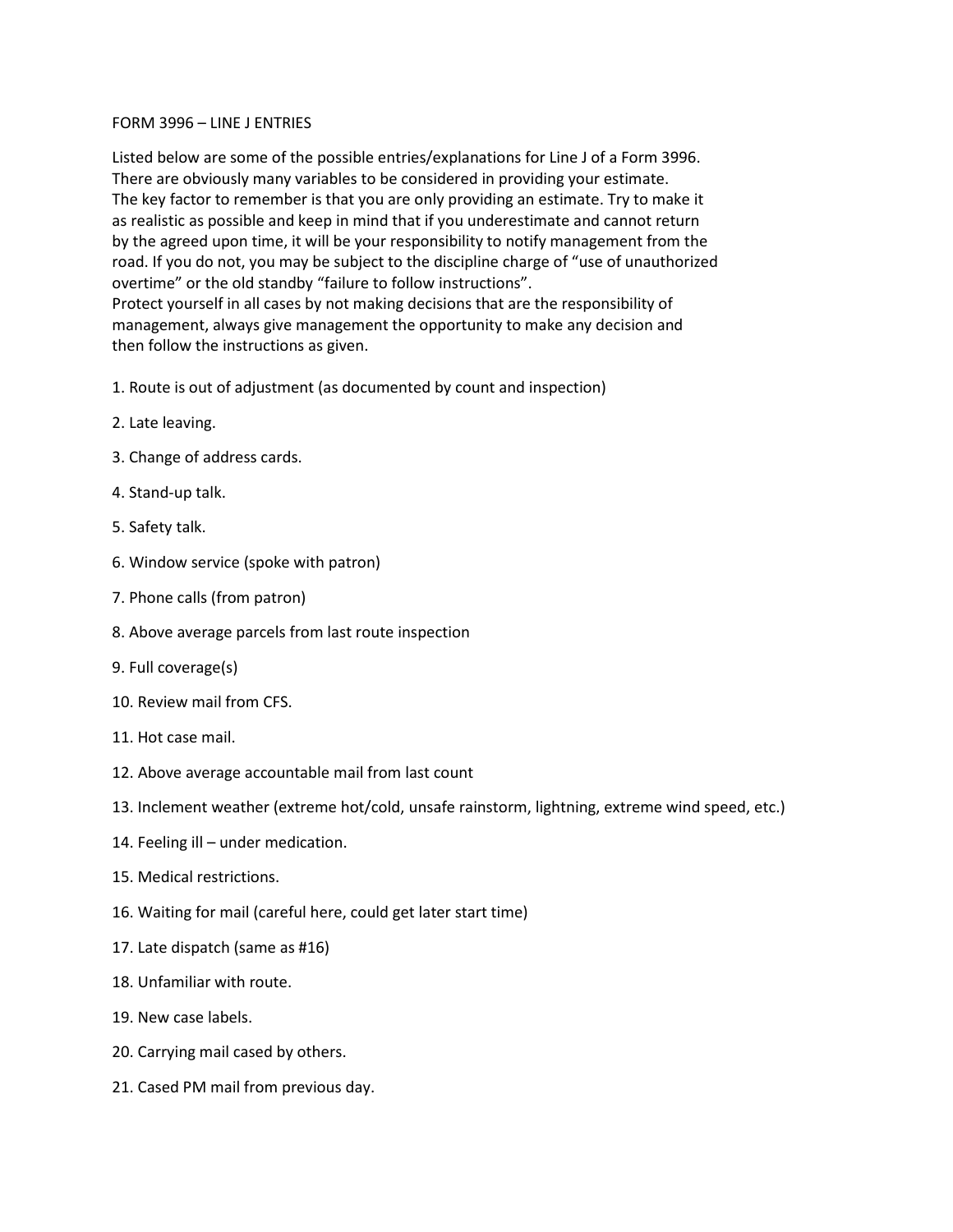# FORM 3996 – LINE J ENTRIES

Listed below are some of the possible entries/explanations for Line J of a Form 3996. There are obviously many variables to be considered in providing your estimate. The key factor to remember is that you are only providing an estimate. Try to make it as realistic as possible and keep in mind that if you underestimate and cannot return by the agreed upon time, it will be your responsibility to notify management from the road. If you do not, you may be subject to the discipline charge of "use of unauthorized overtime" or the old standby "failure to follow instructions".
Protect yourself in all cases by not making decisions that are the responsibility of management, always give management the opportunity to make any decision and then follow the instructions as given.

1. Route is out of adjustment (as documented by count and inspection)
2. Late leaving.
3. Change of address cards.
4. Stand-up talk.
5. Safety talk.
6. Window service (spoke with patron)
7. Phone calls (from patron)
8. Above average parcels from last route inspection
9. Full coverage(s)
10. Review mail from CFS.
11. Hot case mail.
12. Above average accountable mail from last count
13. Inclement weather (extreme hot/cold, unsafe rainstorm, lightning, extreme wind speed, etc.)
14. Feeling ill – under medication.
15. Medical restrictions.
16. Waiting for mail (careful here, could get later start time)
17. Late dispatch (same as #16)
18. Unfamiliar with route.
19. New case labels.
20. Carrying mail cased by others.
21. Cased PM mail from previous day.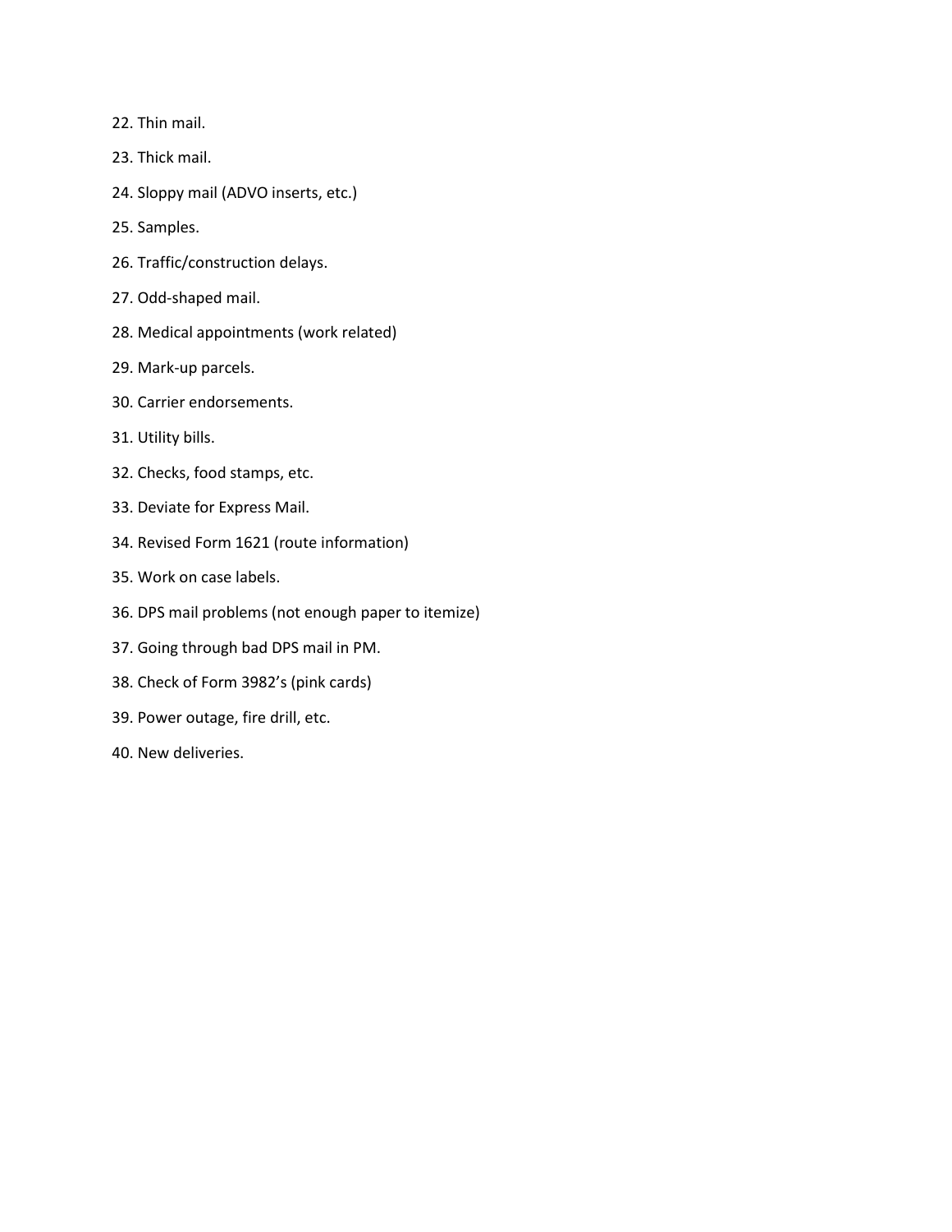22. Thin mail.
23. Thick mail.
24. Sloppy mail (ADVO inserts, etc.)
25. Samples.
26. Traffic/construction delays.
27. Odd-shaped mail.
28. Medical appointments (work related)
29. Mark-up parcels.
30. Carrier endorsements.
31. Utility bills.
32. Checks, food stamps, etc.
33. Deviate for Express Mail.
34. Revised Form 1621 (route information)
35. Work on case labels.
36. DPS mail problems (not enough paper to itemize)
37. Going through bad DPS mail in PM.
38. Check of Form 3982's (pink cards)
39. Power outage, fire drill, etc.
40. New deliveries.